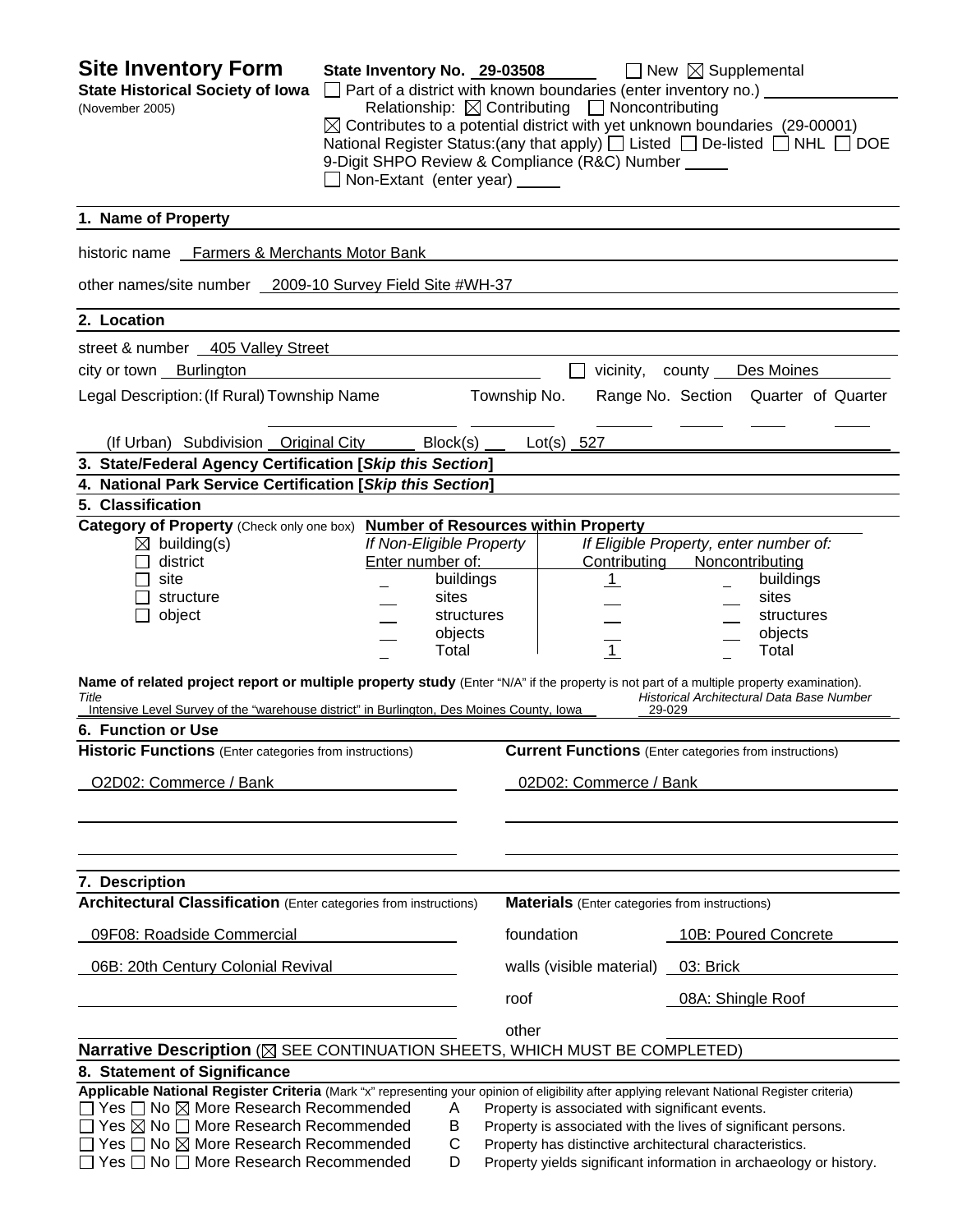# Site Inventory Form

**State Historical Society of Iowa**
(November 2005)

**State Inventory No.** 29-03508 ☐ New ☒ Supplemental

☐ Part of a district with known boundaries (enter inventory no.)

Relationship: ☒ Contributing ☐ Noncontributing

☒ Contributes to a potential district with yet unknown boundaries (29-00001)

National Register Status:(any that apply) ☐ Listed ☐ De-listed ☐ NHL ☐ DOE

9-Digit SHPO Review & Compliance (R&C) Number

☐ Non-Extant (enter year)

## 1. Name of Property

historic name Farmers & Merchants Motor Bank

other names/site number 2009-10 Survey Field Site #WH-37

## 2. Location

street & number 405 Valley Street

city or town Burlington ☐ vicinity, county Des Moines

Legal Description: (If Rural) Township Name Township No. Range No. Section Quarter of Quarter

(If Urban) Subdivision Original City Block(s) Lot(s) 527

## 3. State/Federal Agency Certification [*Skip this Section*]

## 4. National Park Service Certification [*Skip this Section*]

## 5. Classification

**Category of Property** (Check only one box)

☒ building(s)
☐ district
☐ site
☐ structure
☐ object

**Number of Resources within Property**

| If Non-Eligible Property Enter number of: | | If Eligible Property, enter number of: Contributing | Noncontributing | |
|---|---|---|---|---|
| _ | buildings | 1 | _ | buildings |
| _ | sites | _ | _ | sites |
| _ | structures | _ | _ | structures |
| _ | objects | _ | _ | objects |
| _ | Total | 1 | _ | Total |

**Name of related project report or multiple property study** (Enter "N/A" if the property is not part of a multiple property examination).

| *Title* | *Historical Architectural Data Base Number* |
|---|---|
| Intensive Level Survey of the "warehouse district" in Burlington, Des Moines County, Iowa | 29-029 |

## 6. Function or Use

| **Historic Functions** (Enter categories from instructions) | **Current Functions** (Enter categories from instructions) |
|---|---|
| O2D02: Commerce / Bank | 02D02: Commerce / Bank |

## 7. Description

**Architectural Classification** (Enter categories from instructions)

09F08: Roadside Commercial

06B: 20th Century Colonial Revival

**Materials** (Enter categories from instructions)

| | |
|---|---|
| foundation | 10B: Poured Concrete |
| walls (visible material) | 03: Brick |
| roof | 08A: Shingle Roof |
| other | |

**Narrative Description** (☒ SEE CONTINUATION SHEETS, WHICH MUST BE COMPLETED)

## 8. Statement of Significance

**Applicable National Register Criteria** (Mark "x" representing your opinion of eligibility after applying relevant National Register criteria)

☐ Yes ☐ No ☒ More Research Recommended **A** Property is associated with significant events.
☐ Yes ☒ No ☐ More Research Recommended **B** Property is associated with the lives of significant persons.
☐ Yes ☐ No ☒ More Research Recommended **C** Property has distinctive architectural characteristics.
☐ Yes ☐ No ☐ More Research Recommended **D** Property yields significant information in archaeology or history.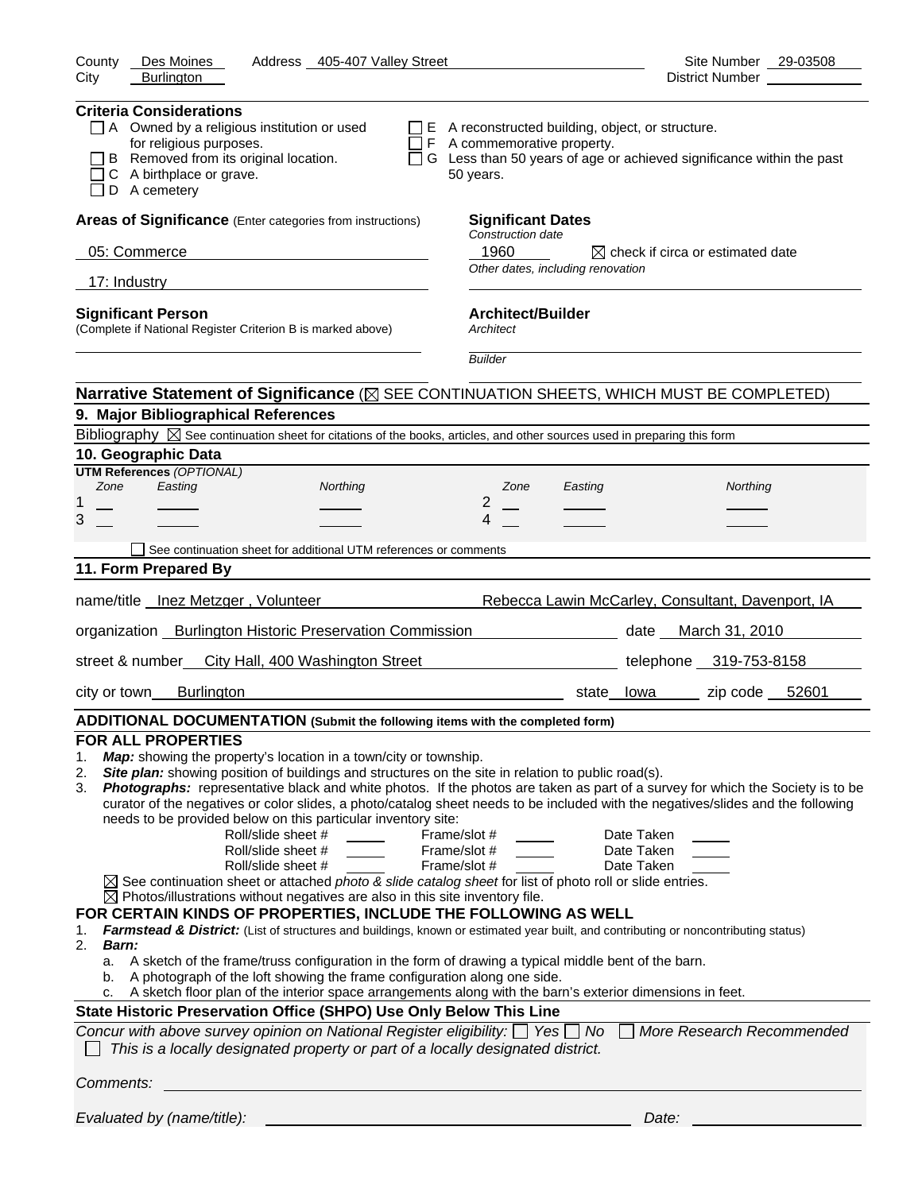County Des Moines Address 405-407 Valley Street Site Number 29-03508
City Burlington District Number

**Criteria Considerations**

- ☐ A Owned by a religious institution or used for religious purposes.
- ☐ B Removed from its original location.
- ☐ C A birthplace or grave.
- ☐ D A cemetery
- ☐ E A reconstructed building, object, or structure.
- ☐ F A commemorative property.
- ☐ G Less than 50 years of age or achieved significance within the past 50 years.

**Areas of Significance** (Enter categories from instructions)

05: Commerce

17: Industry

**Significant Dates**

*Construction date*

1960 ☒ check if circa or estimated date

*Other dates, including renovation*

**Significant Person**

(Complete if National Register Criterion B is marked above)

**Architect/Builder**

*Architect*

*Builder*

**Narrative Statement of Significance** (☒ SEE CONTINUATION SHEETS, WHICH MUST BE COMPLETED)

## 9. Major Bibliographical References

Bibliography ☒ See continuation sheet for citations of the books, articles, and other sources used in preparing this form

## 10. Geographic Data

**UTM References** *(OPTIONAL)*

| | Zone | Easting | Northing | | Zone | Easting | Northing |
|---|---|---|---|---|---|---|---|
| 1 | | | | 2 | | | |
| 3 | | | | 4 | | | |

☐ See continuation sheet for additional UTM references or comments

## 11. Form Prepared By

name/title Inez Metzger , Volunteer Rebecca Lawin McCarley, Consultant, Davenport, IA

organization Burlington Historic Preservation Commission date March 31, 2010

street & number City Hall, 400 Washington Street telephone 319-753-8158

city or town Burlington state Iowa zip code 52601

**ADDITIONAL DOCUMENTATION (Submit the following items with the completed form)**

**FOR ALL PROPERTIES**

1. ***Map:*** showing the property's location in a town/city or township.
2. ***Site plan:*** showing position of buildings and structures on the site in relation to public road(s).
3. ***Photographs:*** representative black and white photos. If the photos are taken as part of a survey for which the Society is to be curator of the negatives or color slides, a photo/catalog sheet needs to be included with the negatives/slides and the following needs to be provided below on this particular inventory site:

| Roll/slide sheet # | Frame/slot # | Date Taken |
|---|---|---|
| | | |
| | | |
| | | |

☒ See continuation sheet or attached *photo & slide catalog sheet* for list of photo roll or slide entries.
☒ Photos/illustrations without negatives are also in this site inventory file.

**FOR CERTAIN KINDS OF PROPERTIES, INCLUDE THE FOLLOWING AS WELL**

1. ***Farmstead & District:*** (List of structures and buildings, known or estimated year built, and contributing or noncontributing status)
2. ***Barn:***
   a. A sketch of the frame/truss configuration in the form of drawing a typical middle bent of the barn.
   b. A photograph of the loft showing the frame configuration along one side.
   c. A sketch floor plan of the interior space arrangements along with the barn's exterior dimensions in feet.

**State Historic Preservation Office (SHPO) Use Only Below This Line**

*Concur with above survey opinion on National Register eligibility:* ☐ *Yes* ☐ *No* ☐ *More Research Recommended*
☐ *This is a locally designated property or part of a locally designated district.*

*Comments:*

*Evaluated by (name/title):* *Date:*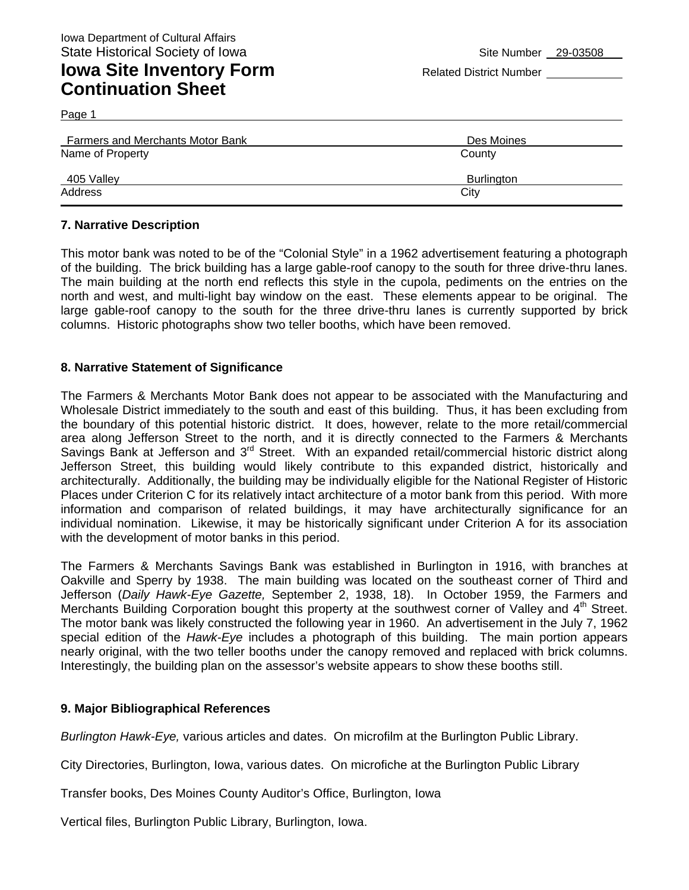Iowa Department of Cultural Affairs
State Historical Society of Iowa

# Iowa Site Inventory Form Continuation Sheet

Site Number 29-03508
Related District Number

Page 1

| Farmers and Merchants Motor Bank | Des Moines |
|---|---|
| Name of Property | County |
| 405 Valley | Burlington |
| Address | City |

### 7. Narrative Description

This motor bank was noted to be of the "Colonial Style" in a 1962 advertisement featuring a photograph of the building. The brick building has a large gable-roof canopy to the south for three drive-thru lanes. The main building at the north end reflects this style in the cupola, pediments on the entries on the north and west, and multi-light bay window on the east. These elements appear to be original. The large gable-roof canopy to the south for the three drive-thru lanes is currently supported by brick columns. Historic photographs show two teller booths, which have been removed.

### 8. Narrative Statement of Significance

The Farmers & Merchants Motor Bank does not appear to be associated with the Manufacturing and Wholesale District immediately to the south and east of this building. Thus, it has been excluding from the boundary of this potential historic district. It does, however, relate to the more retail/commercial area along Jefferson Street to the north, and it is directly connected to the Farmers & Merchants Savings Bank at Jefferson and 3rd Street. With an expanded retail/commercial historic district along Jefferson Street, this building would likely contribute to this expanded district, historically and architecturally. Additionally, the building may be individually eligible for the National Register of Historic Places under Criterion C for its relatively intact architecture of a motor bank from this period. With more information and comparison of related buildings, it may have architecturally significance for an individual nomination. Likewise, it may be historically significant under Criterion A for its association with the development of motor banks in this period.

The Farmers & Merchants Savings Bank was established in Burlington in 1916, with branches at Oakville and Sperry by 1938. The main building was located on the southeast corner of Third and Jefferson (*Daily Hawk-Eye Gazette,* September 2, 1938, 18). In October 1959, the Farmers and Merchants Building Corporation bought this property at the southwest corner of Valley and 4th Street. The motor bank was likely constructed the following year in 1960. An advertisement in the July 7, 1962 special edition of the *Hawk-Eye* includes a photograph of this building. The main portion appears nearly original, with the two teller booths under the canopy removed and replaced with brick columns. Interestingly, the building plan on the assessor's website appears to show these booths still.

### 9. Major Bibliographical References

*Burlington Hawk-Eye,* various articles and dates. On microfilm at the Burlington Public Library.

City Directories, Burlington, Iowa, various dates. On microfiche at the Burlington Public Library

Transfer books, Des Moines County Auditor's Office, Burlington, Iowa

Vertical files, Burlington Public Library, Burlington, Iowa.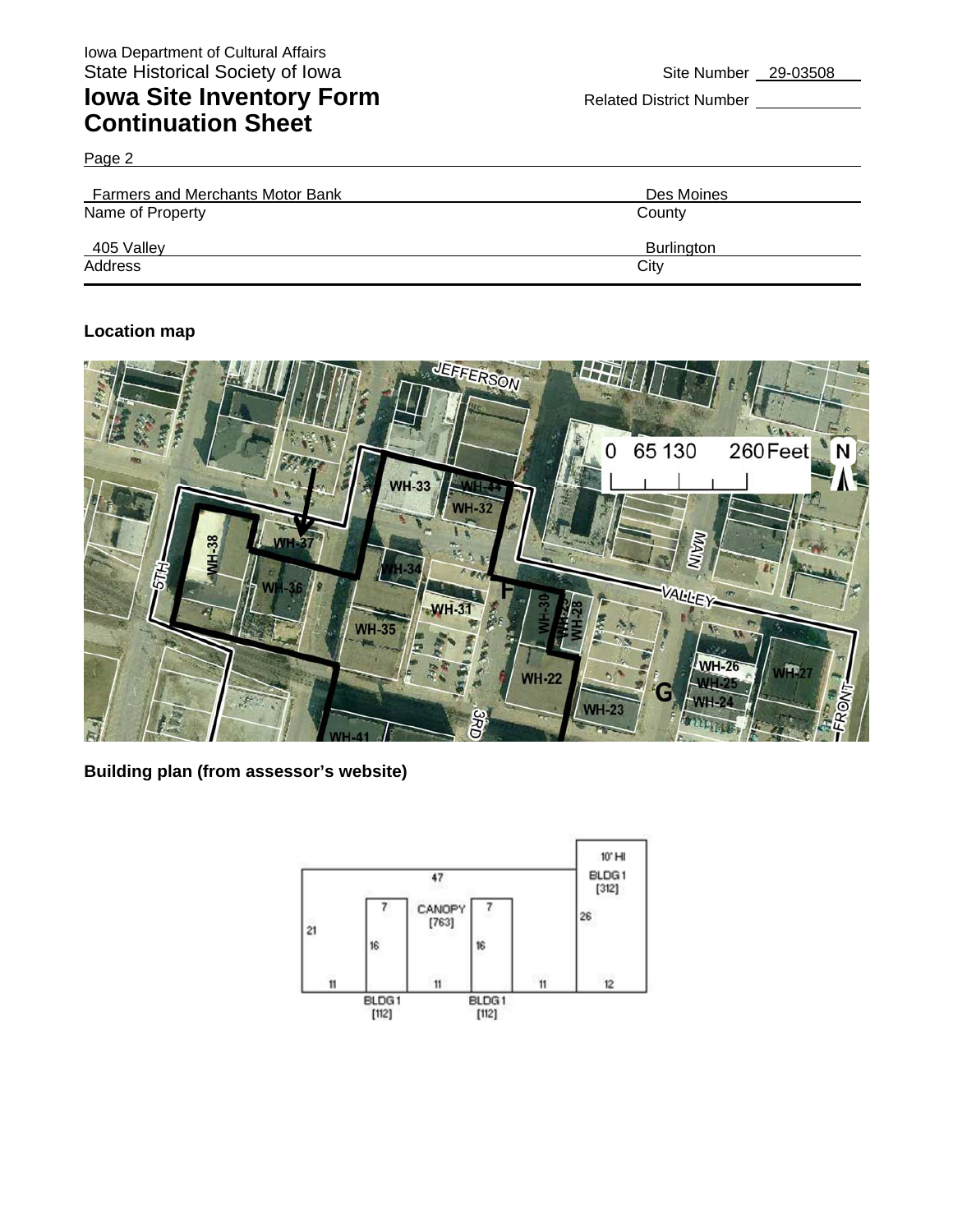Iowa Department of Cultural Affairs
State Historical Society of Iowa
**Iowa Site Inventory Form**
**Continuation Sheet**

Site Number 29-03508
Related District Number

Page 2

| Farmers and Merchants Motor Bank | Des Moines |
|---|---|
| Name of Property | County |
| 405 Valley | Burlington |
| Address | City |

**Location map**

**Building plan (from assessor's website)**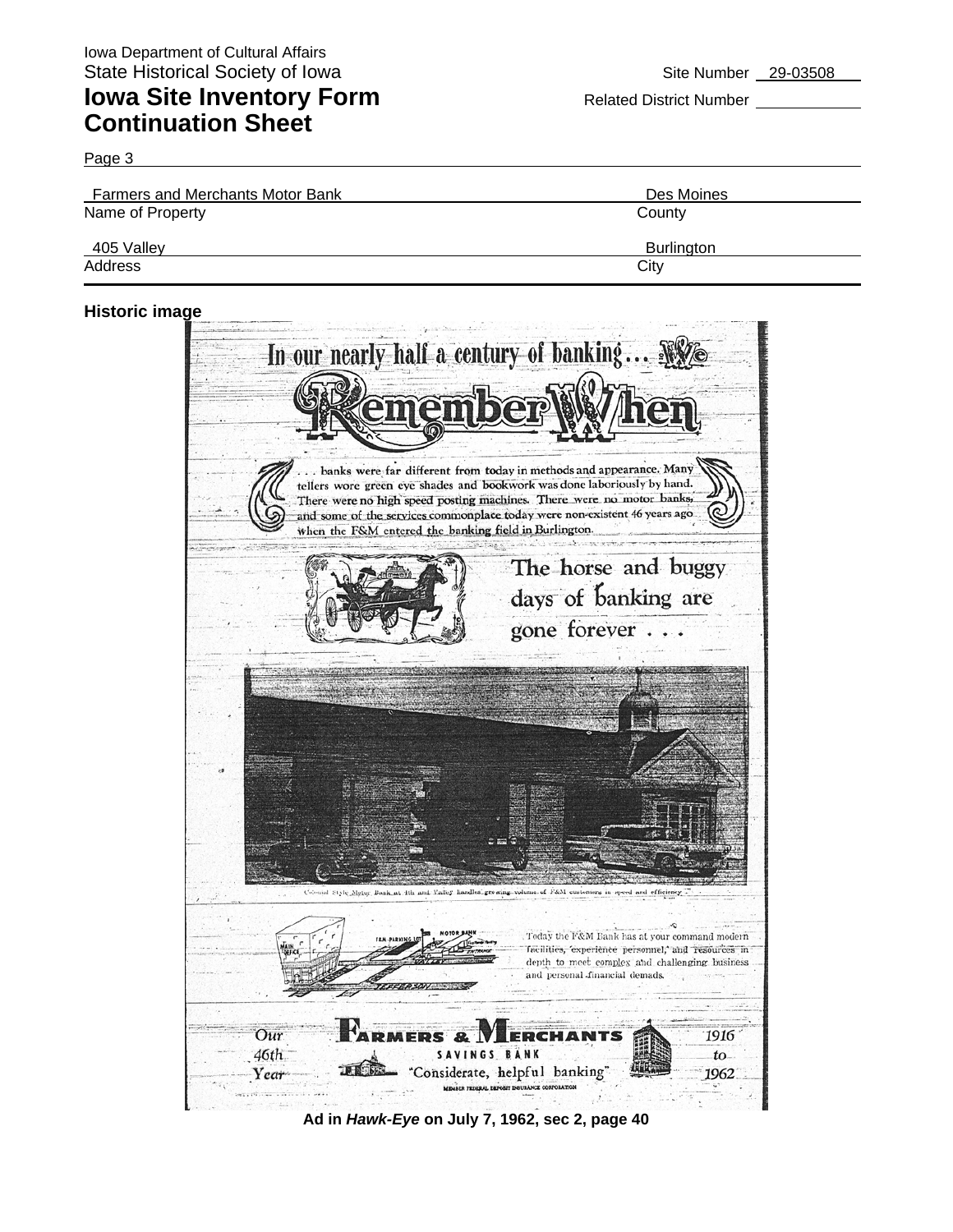Iowa Department of Cultural Affairs
State Historical Society of Iowa

Site Number 29-03508

# Iowa Site Inventory Form Continuation Sheet

Related District Number

Page 3

| Farmers and Merchants Motor Bank | Des Moines |
|---|---|
| Name of Property | County |
| 405 Valley | Burlington |
| Address | City |

**Historic image**

In our nearly half a century of banking... We

Remember When

. . . banks were far different from today in methods and appearance. Many tellers wore green eye shades and bookwork was done laboriously by hand. There were no high speed posting machines. There were no motor banks, and some of the services commonplace today were non-existent 46 years ago when the F&M entered the banking field in Burlington.

The horse and buggy days of banking are gone forever . . .

Colonial Style Motor Bank at 4th and Valley handles growing volume of F&M customers in speed and efficiency.

Today the F&M Bank has at your command modern facilities, experience personnel, and resources in depth to meet complex and challenging business and personal financial demands.

Our 46th Year

FARMERS & MERCHANTS SAVINGS BANK

"Considerate, helpful banking"

MEMBER FEDERAL DEPOSIT INSURANCE CORPORATION

1916 to 1962

**Ad in *Hawk-Eye* on July 7, 1962, sec 2, page 40**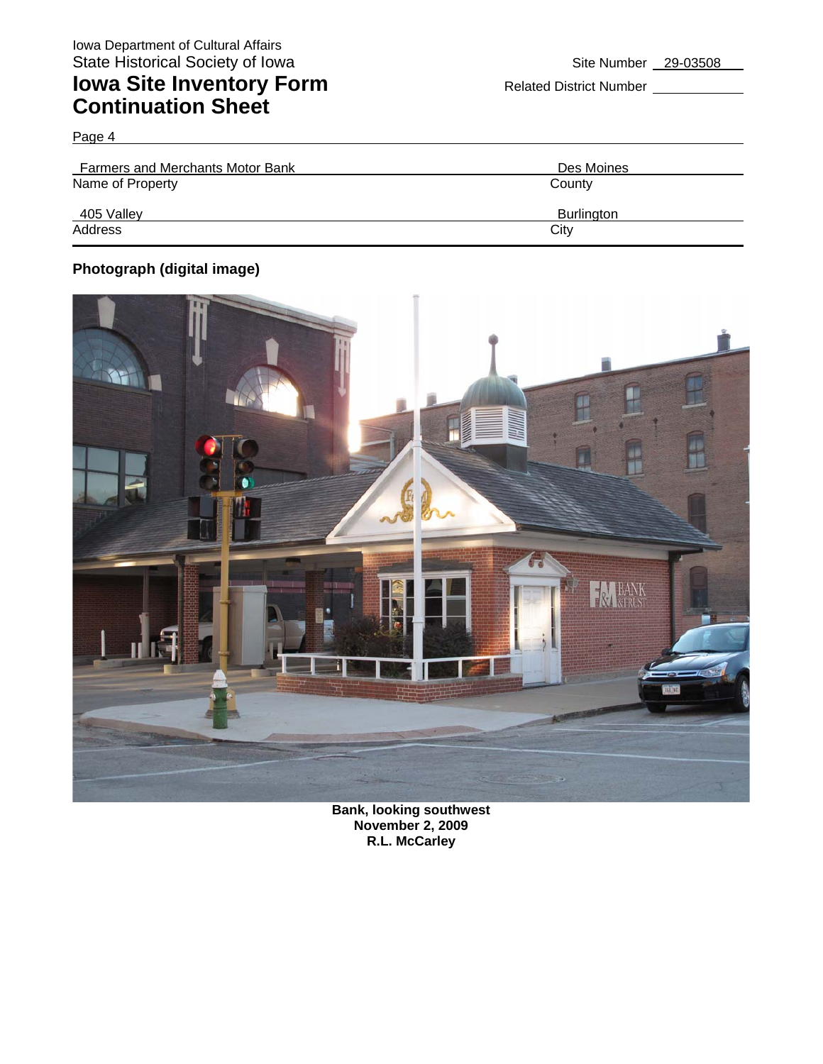Iowa Department of Cultural Affairs
State Historical Society of Iowa

# Iowa Site Inventory Form Continuation Sheet

Site Number 29-03508

Related District Number

Page 4

| | |
|---|---|
| Farmers and Merchants Motor Bank | Des Moines |
| Name of Property | County |
| 405 Valley | Burlington |
| Address | City |

**Photograph (digital image)**

**Bank, looking southwest**
**November 2, 2009**
**R.L. McCarley**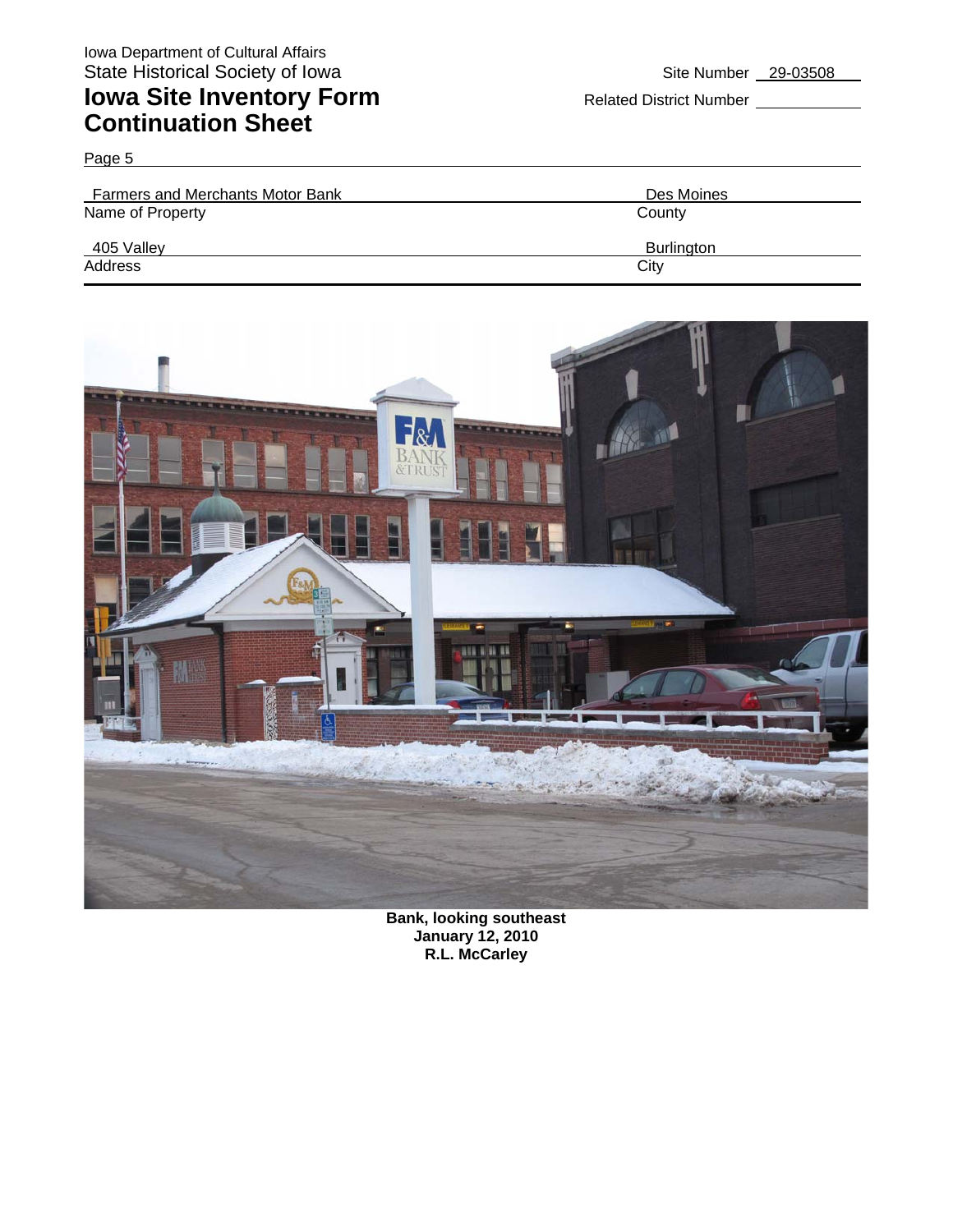Iowa Department of Cultural Affairs
State Historical Society of Iowa

# Iowa Site Inventory Form Continuation Sheet

Site Number 29-03508

Related District Number

Page 5

Farmers and Merchants Motor Bank — Des Moines
Name of Property — County

405 Valley — Burlington
Address — City

**Bank, looking southeast**
**January 12, 2010**
**R.L. McCarley**